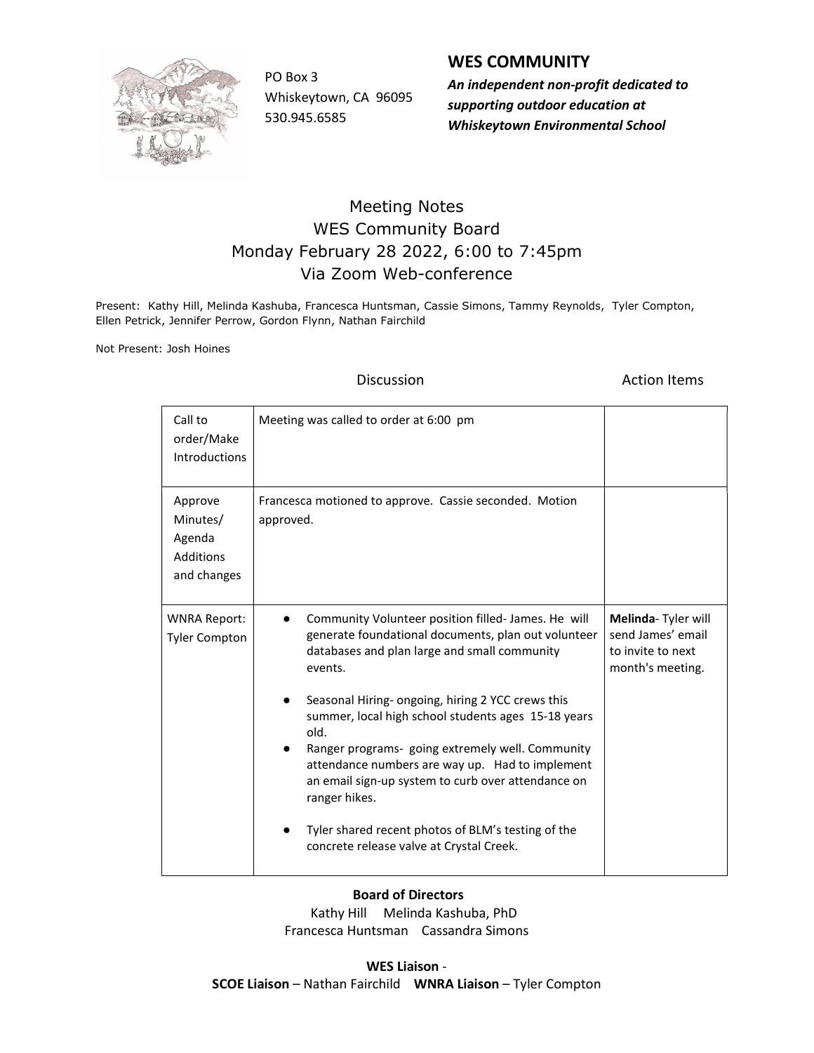PO Box 3
Whiskeytown, CA 96095
530.945.6585

## WES COMMUNITY

***An independent non-profit dedicated to supporting outdoor education at Whiskeytown Environmental School***

# Meeting Notes
## WES Community Board
### Monday February 28 2022, 6:00 to 7:45pm
### Via Zoom Web-conference

Present: Kathy Hill, Melinda Kashuba, Francesca Huntsman, Cassie Simons, Tammy Reynolds, Tyler Compton, Ellen Petrick, Jennifer Perrow, Gordon Flynn, Nathan Fairchild

Not Present: Josh Hoines

| | Discussion | Action Items |
|---|---|---|
| Call to order/Make Introductions | Meeting was called to order at 6:00 pm | |
| Approve Minutes/ Agenda Additions and changes | Francesca motioned to approve. Cassie seconded. Motion approved. | |
| WNRA Report: Tyler Compton | • Community Volunteer position filled- James. He will generate foundational documents, plan out volunteer databases and plan large and small community events.<br>• Seasonal Hiring- ongoing, hiring 2 YCC crews this summer, local high school students ages 15-18 years old.<br>• Ranger programs- going extremely well. Community attendance numbers are way up. Had to implement an email sign-up system to curb over attendance on ranger hikes.<br>• Tyler shared recent photos of BLM's testing of the concrete release valve at Crystal Creek. | **Melinda**- Tyler will send James' email to invite to next month's meeting. |

**Board of Directors**
Kathy Hill Melinda Kashuba, PhD
Francesca Huntsman Cassandra Simons

**WES Liaison** -
**SCOE Liaison** – Nathan Fairchild **WNRA Liaison** – Tyler Compton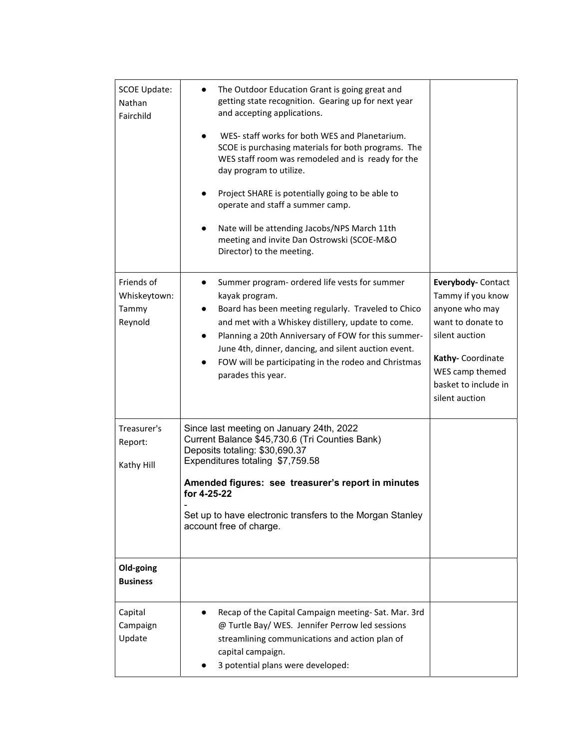| | | |
|---|---|---|
| SCOE Update: Nathan Fairchild | • The Outdoor Education Grant is going great and getting state recognition. Gearing up for next year and accepting applications.<br><br>• WES- staff works for both WES and Planetarium. SCOE is purchasing materials for both programs. The WES staff room was remodeled and is ready for the day program to utilize.<br><br>• Project SHARE is potentially going to be able to operate and staff a summer camp.<br><br>• Nate will be attending Jacobs/NPS March 11th meeting and invite Dan Ostrowski (SCOE-M&O Director) to the meeting. | |
| Friends of Whiskeytown: Tammy Reynold | • Summer program- ordered life vests for summer kayak program.<br>• Board has been meeting regularly. Traveled to Chico and met with a Whiskey distillery, update to come.<br>• Planning a 20th Anniversary of FOW for this summer- June 4th, dinner, dancing, and silent auction event.<br>• FOW will be participating in the rodeo and Christmas parades this year. | **Everybody-** Contact Tammy if you know anyone who may want to donate to silent auction<br><br>**Kathy-** Coordinate WES camp themed basket to include in silent auction |
| Treasurer's Report:<br><br>Kathy Hill | Since last meeting on January 24th, 2022<br>Current Balance $45,730.6 (Tri Counties Bank)<br>Deposits totaling: $30,690.37<br>Expenditures totaling $7,759.58<br><br>**Amended figures: see treasurer's report in minutes for 4-25-22**<br>-<br>Set up to have electronic transfers to the Morgan Stanley account free of charge. | |
| **Old-going Business** | | |
| Capital Campaign Update | • Recap of the Capital Campaign meeting- Sat. Mar. 3rd @ Turtle Bay/ WES. Jennifer Perrow led sessions streamlining communications and action plan of capital campaign.<br>• 3 potential plans were developed: | |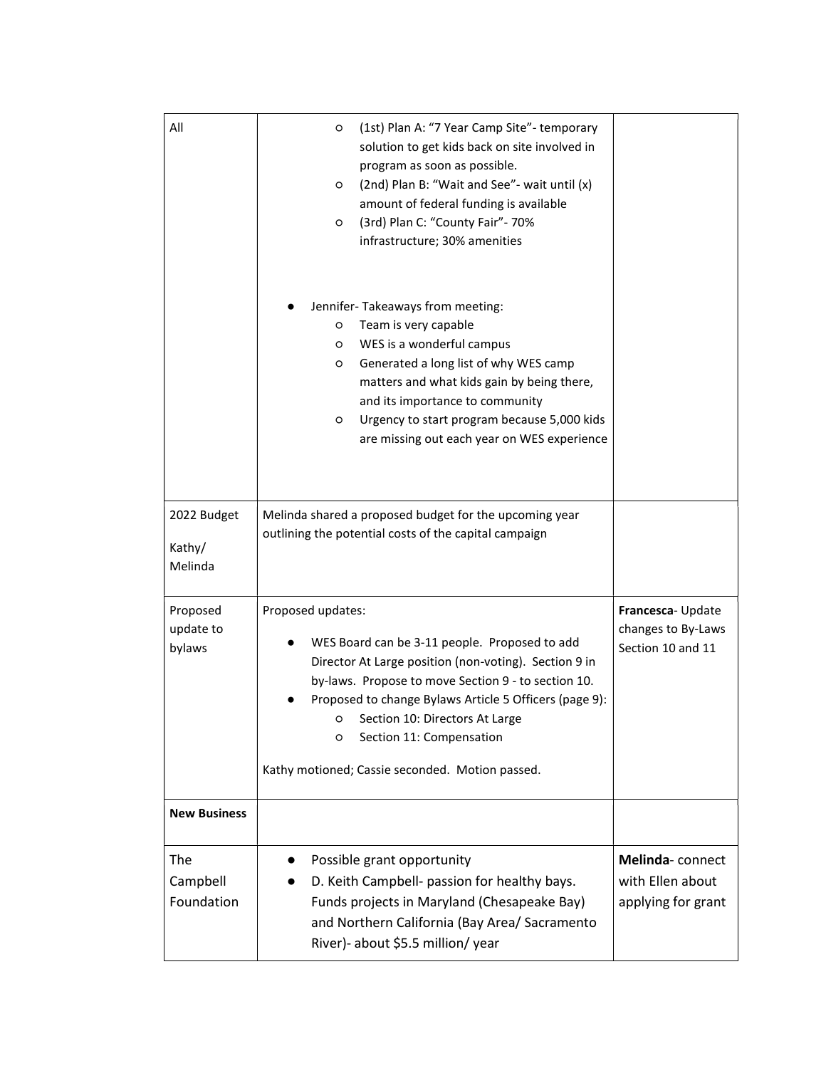| All | ○ (1st) Plan A: "7 Year Camp Site"- temporary solution to get kids back on site involved in program as soon as possible.<br>○ (2nd) Plan B: "Wait and See"- wait until (x) amount of federal funding is available<br>○ (3rd) Plan C: "County Fair"- 70% infrastructure; 30% amenities<br><br>● Jennifer- Takeaways from meeting:<br>○ Team is very capable<br>○ WES is a wonderful campus<br>○ Generated a long list of why WES camp matters and what kids gain by being there, and its importance to community<br>○ Urgency to start program because 5,000 kids are missing out each year on WES experience | |
|---|---|---|
| 2022 Budget<br><br>Kathy/ Melinda | Melinda shared a proposed budget for the upcoming year outlining the potential costs of the capital campaign | |
| Proposed update to bylaws | Proposed updates:<br><br>● WES Board can be 3-11 people. Proposed to add Director At Large position (non-voting). Section 9 in by-laws. Propose to move Section 9 - to section 10.<br>● Proposed to change Bylaws Article 5 Officers (page 9):<br>○ Section 10: Directors At Large<br>○ Section 11: Compensation<br><br>Kathy motioned; Cassie seconded. Motion passed. | **Francesca**- Update changes to By-Laws Section 10 and 11 |
| **New Business** | | |
| The Campbell Foundation | ● Possible grant opportunity<br>● D. Keith Campbell- passion for healthy bays. Funds projects in Maryland (Chesapeake Bay) and Northern California (Bay Area/ Sacramento River)- about $5.5 million/ year | **Melinda**- connect with Ellen about applying for grant |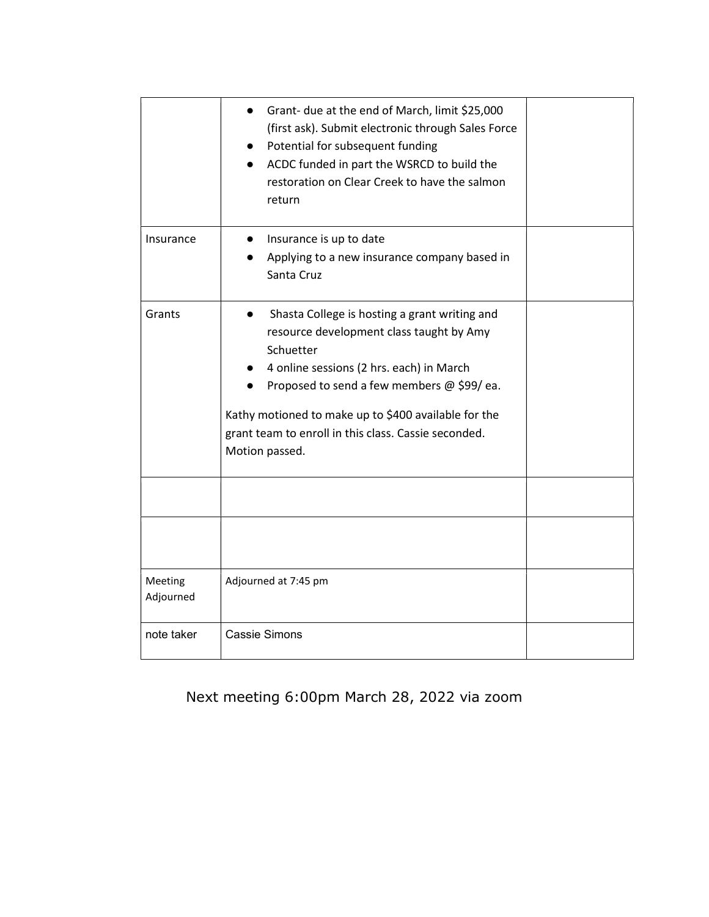| | | |
|---|---|---|
| | • Grant- due at the end of March, limit $25,000 (first ask). Submit electronic through Sales Force<br>• Potential for subsequent funding<br>• ACDC funded in part the WSRCD to build the restoration on Clear Creek to have the salmon return | |
| Insurance | • Insurance is up to date<br>• Applying to a new insurance company based in Santa Cruz | |
| Grants | • Shasta College is hosting a grant writing and resource development class taught by Amy Schuetter<br>• 4 online sessions (2 hrs. each) in March<br>• Proposed to send a few members @ $99/ ea.<br><br>Kathy motioned to make up to $400 available for the grant team to enroll in this class. Cassie seconded. Motion passed. | |
| | | |
| | | |
| Meeting Adjourned | Adjourned at 7:45 pm | |
| note taker | Cassie Simons | |

Next meeting 6:00pm March 28, 2022 via zoom